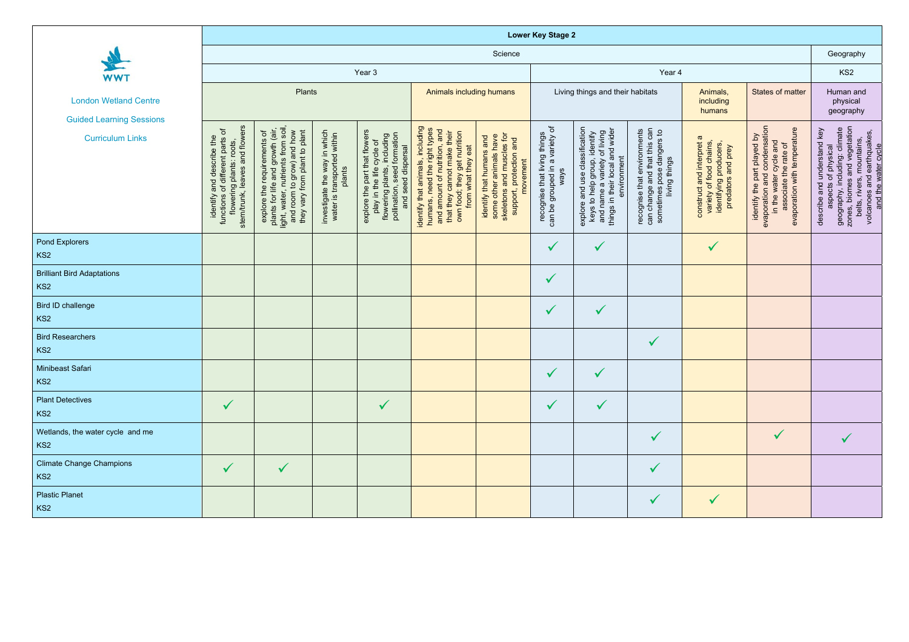WWT

London Wetland Centre

Guided Learning Sessions

Curriculum Links

| | Lower Key Stage 2 | | | | | | | | | | | |
|---|---|---|---|---|---|---|---|---|---|---|---|---|
| | Science | | | | | | | | | | | Geography |
| | Year 3 | | | | | | Year 4 | | | | | KS2 |
| | Plants | | | | Animals including humans | | Living things and their habitats | | | Animals, including humans | States of matter | Human and physical geography |
| | identify and describe the functions of different parts of flowering plants: roots, stem/trunk, leaves and flowers | explore the requirements of plants for life and growth (air, light, water, nutrients from soil, and room to grow) and how they vary from plant to plant | investigate the way in which water is transported within plants | explore the part that flowers play in the life cycle of flowering plants, including pollination, seed formation and seed dispersal | identify that animals, including humans, need the right types and amount of nutrition, and that they cannot make their own food; they get nutrition from what they eat | identify that humans and some other animals have skeletons and muscles for support, protection and movement | recognise that living things can be grouped in a variety of ways | explore and use classification keys to help group, identify and name a variety of living things in their local and wider environment | recognise that environments can change and that this can sometimes pose dangers to living things | construct and interpret a variety of food chains, identifying producers, predators and prey | identify the part played by evaporation and condensation in the water cycle and associate the rate of evaporation with temperature | describe and understand key aspects of physical geography, including: climate zones, biomes and vegetation belts, rivers, mountains, volcanoes and earthquakes, and the water cycle |
| Pond Explorers KS2 | | | | | | | ✓ | ✓ | | ✓ | | |
| Brilliant Bird Adaptations KS2 | | | | | | | ✓ | | | | | |
| Bird ID challenge KS2 | | | | | | | ✓ | ✓ | | | | |
| Bird Researchers KS2 | | | | | | | | | ✓ | | | |
| Minibeast Safari KS2 | | | | | | | ✓ | ✓ | | | | |
| Plant Detectives KS2 | ✓ | | | ✓ | | | ✓ | ✓ | | | | |
| Wetlands, the water cycle and me KS2 | | | | | | | | | ✓ | | ✓ | ✓ |
| Climate Change Champions KS2 | ✓ | ✓ | | | | | | | ✓ | | | |
| Plastic Planet KS2 | | | | | | | | | ✓ | ✓ | | |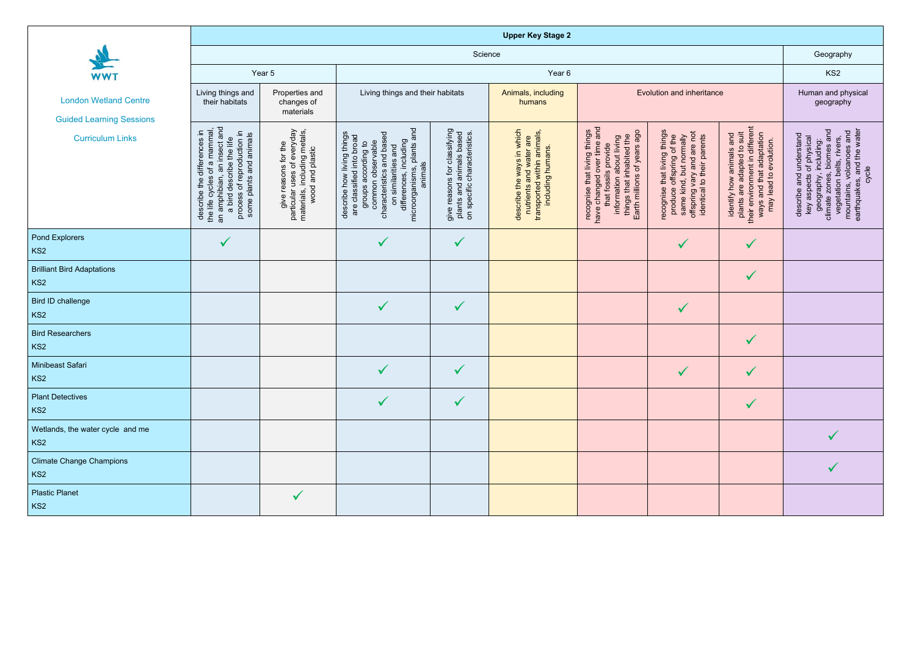| WWT London Wetland Centre Guided Learning Sessions Curriculum Links | Upper Key Stage 2 | | | | | | | | |
|---|---|---|---|---|---|---|---|---|---|
| | Science | | | | | | | | Geography |
| | Year 5 | | Year 6 | | | | | | KS2 |
| | Living things and their habitats | Properties and changes of materials | Living things and their habitats | | Animals, including humans | Evolution and inheritance | | | Human and physical geography |
| | describe the differences in the life cycles of a mammal, an amphibian, an insect and a bird describe the life process of reproduction in some plants and animals | give reasons for the particular uses of everyday materials, including metals, wood and plastic | describe how living things are classified into broad groups according to common observable characteristics and based on similarities and differences, including microorganisms, plants and animals | give reasons for classifying plants and animals based on specific characteristics. | describe the ways in which nutrients and water are transported within animals, including humans. | recognise that living things have changed over time and that fossils provide information about living things that inhabited the Earth millions of years ago | recognise that living things produce offspring of the same kind, but normally offspring vary and are not identical to their parents | identify how animals and plants are adapted to suit their environment in different ways and that adaptation may lead to evolution. | describe and understand key aspects of physical geography, including: climate zones, biomes and vegetation belts, rivers, mountains, volcanoes and earthquakes, and the water cycle |
| Pond Explorers KS2 | ✓ | | ✓ | ✓ | | | ✓ | ✓ | |
| Brilliant Bird Adaptations KS2 | | | | | | | | ✓ | |
| Bird ID challenge KS2 | | | ✓ | ✓ | | | ✓ | | |
| Bird Researchers KS2 | | | | | | | | ✓ | |
| Minibeast Safari KS2 | | | ✓ | ✓ | | | ✓ | ✓ | |
| Plant Detectives KS2 | | | ✓ | ✓ | | | | ✓ | |
| Wetlands, the water cycle and me KS2 | | | | | | | | | ✓ |
| Climate Change Champions KS2 | | | | | | | | | ✓ |
| Plastic Planet KS2 | | ✓ | | | | | | | |